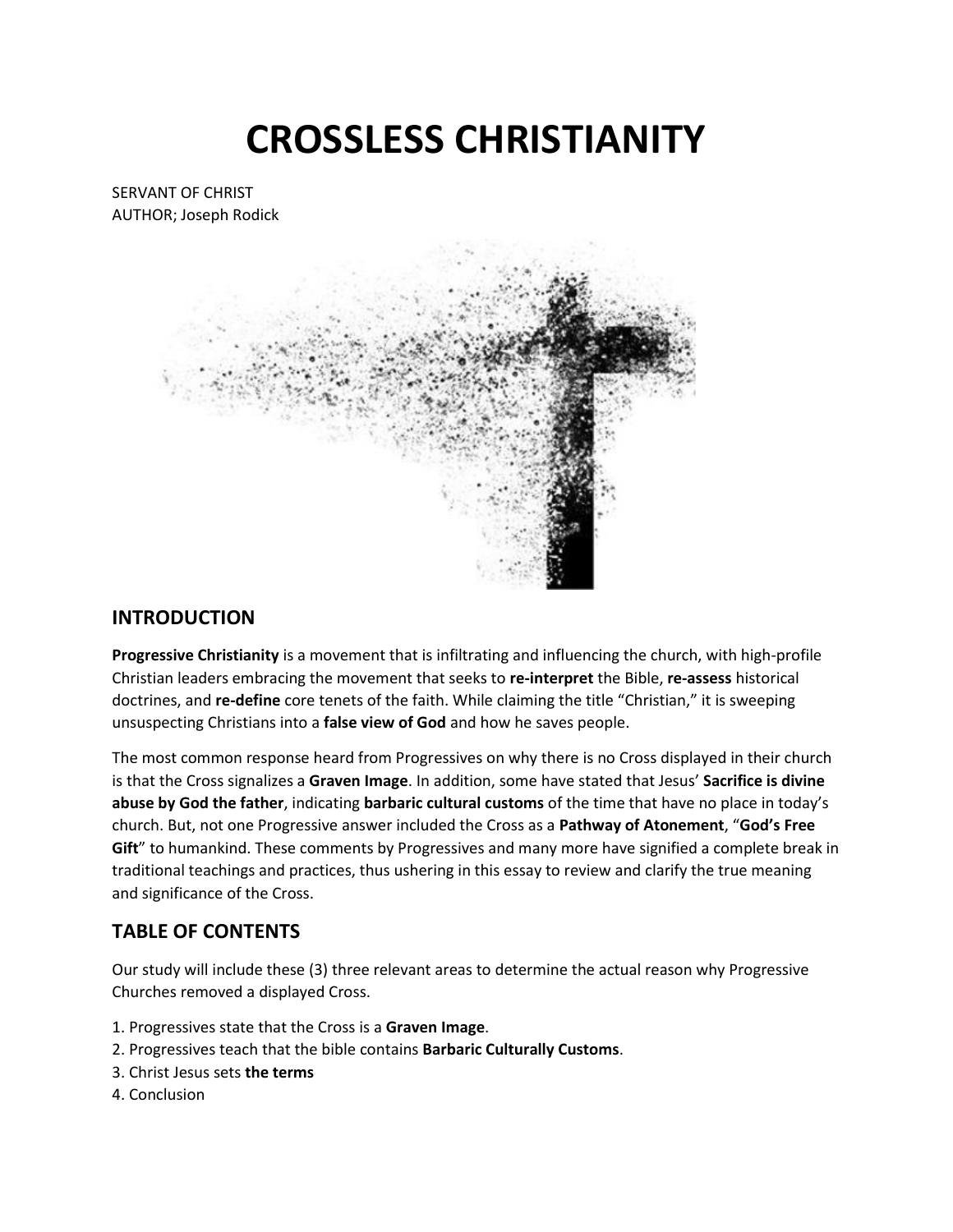# CROSSLESS CHRISTIANITY

SERVANT OF CHRIST
AUTHOR; Joseph Rodick

## INTRODUCTION

**Progressive Christianity** is a movement that is infiltrating and influencing the church, with high-profile Christian leaders embracing the movement that seeks to **re-interpret** the Bible, **re-assess** historical doctrines, and **re-define** core tenets of the faith. While claiming the title "Christian," it is sweeping unsuspecting Christians into a **false view of God** and how he saves people.

The most common response heard from Progressives on why there is no Cross displayed in their church is that the Cross signalizes a **Graven Image**. In addition, some have stated that Jesus' **Sacrifice is divine abuse by God the father**, indicating **barbaric cultural customs** of the time that have no place in today's church. But, not one Progressive answer included the Cross as a **Pathway of Atonement**, "**God's Free Gift**" to humankind. These comments by Progressives and many more have signified a complete break in traditional teachings and practices, thus ushering in this essay to review and clarify the true meaning and significance of the Cross.

## TABLE OF CONTENTS

Our study will include these (3) three relevant areas to determine the actual reason why Progressive Churches removed a displayed Cross.

1. Progressives state that the Cross is a **Graven Image**.
2. Progressives teach that the bible contains **Barbaric Culturally Customs**.
3. Christ Jesus sets **the terms**
4. Conclusion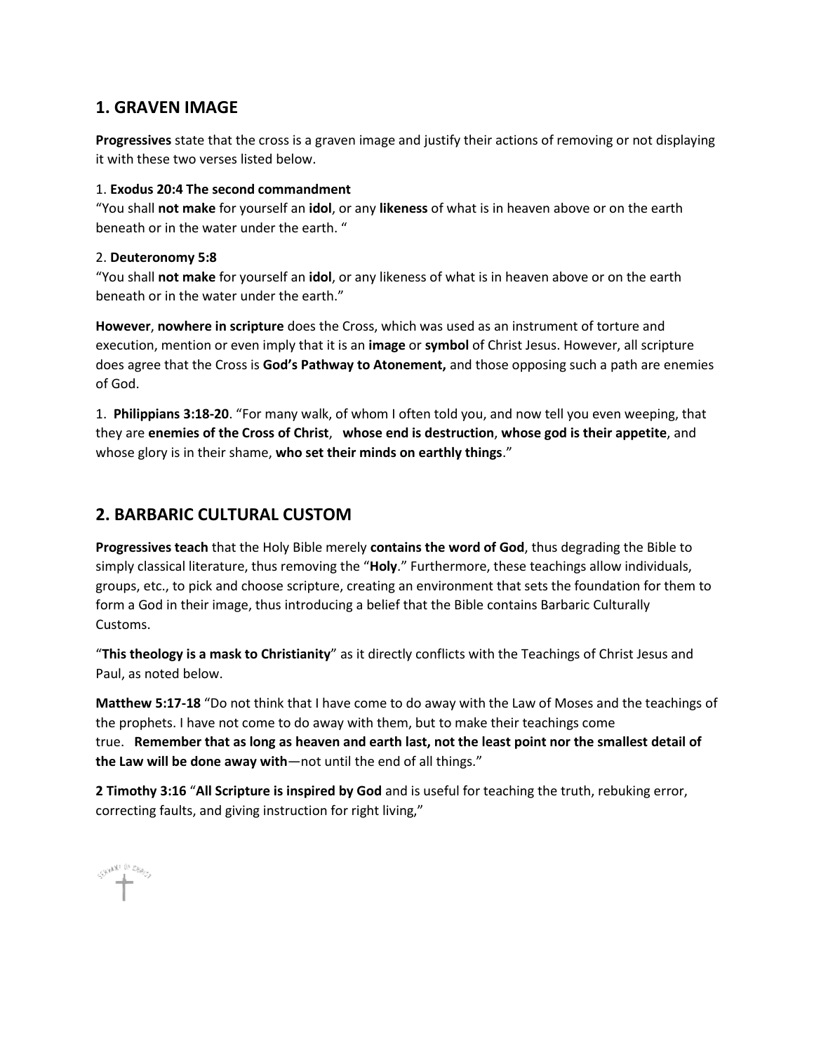## 1. GRAVEN IMAGE

**Progressives** state that the cross is a graven image and justify their actions of removing or not displaying it with these two verses listed below.

1. **Exodus 20:4 The second commandment**
"You shall **not make** for yourself an **idol**, or any **likeness** of what is in heaven above or on the earth beneath or in the water under the earth. "

2. **Deuteronomy 5:8**
"You shall **not make** for yourself an **idol**, or any likeness of what is in heaven above or on the earth beneath or in the water under the earth."

**However**, **nowhere in scripture** does the Cross, which was used as an instrument of torture and execution, mention or even imply that it is an **image** or **symbol** of Christ Jesus. However, all scripture does agree that the Cross is **God's Pathway to Atonement,** and those opposing such a path are enemies of God.

1. **Philippians 3:18-20**. "For many walk, of whom I often told you, and now tell you even weeping, that they are **enemies of the Cross of Christ**, **whose end is destruction**, **whose god is their appetite**, and whose glory is in their shame, **who set their minds on earthly things**."

## 2. BARBARIC CULTURAL CUSTOM

**Progressives teach** that the Holy Bible merely **contains the word of God**, thus degrading the Bible to simply classical literature, thus removing the "**Holy**." Furthermore, these teachings allow individuals, groups, etc., to pick and choose scripture, creating an environment that sets the foundation for them to form a God in their image, thus introducing a belief that the Bible contains Barbaric Culturally Customs.

"**This theology is a mask to Christianity**" as it directly conflicts with the Teachings of Christ Jesus and Paul, as noted below.

**Matthew 5:17-18** "Do not think that I have come to do away with the Law of Moses and the teachings of the prophets. I have not come to do away with them, but to make their teachings come true. **Remember that as long as heaven and earth last, not the least point nor the smallest detail of the Law will be done away with**—not until the end of all things."

**2 Timothy 3:16** "**All Scripture is inspired by God** and is useful for teaching the truth, rebuking error, correcting faults, and giving instruction for right living,"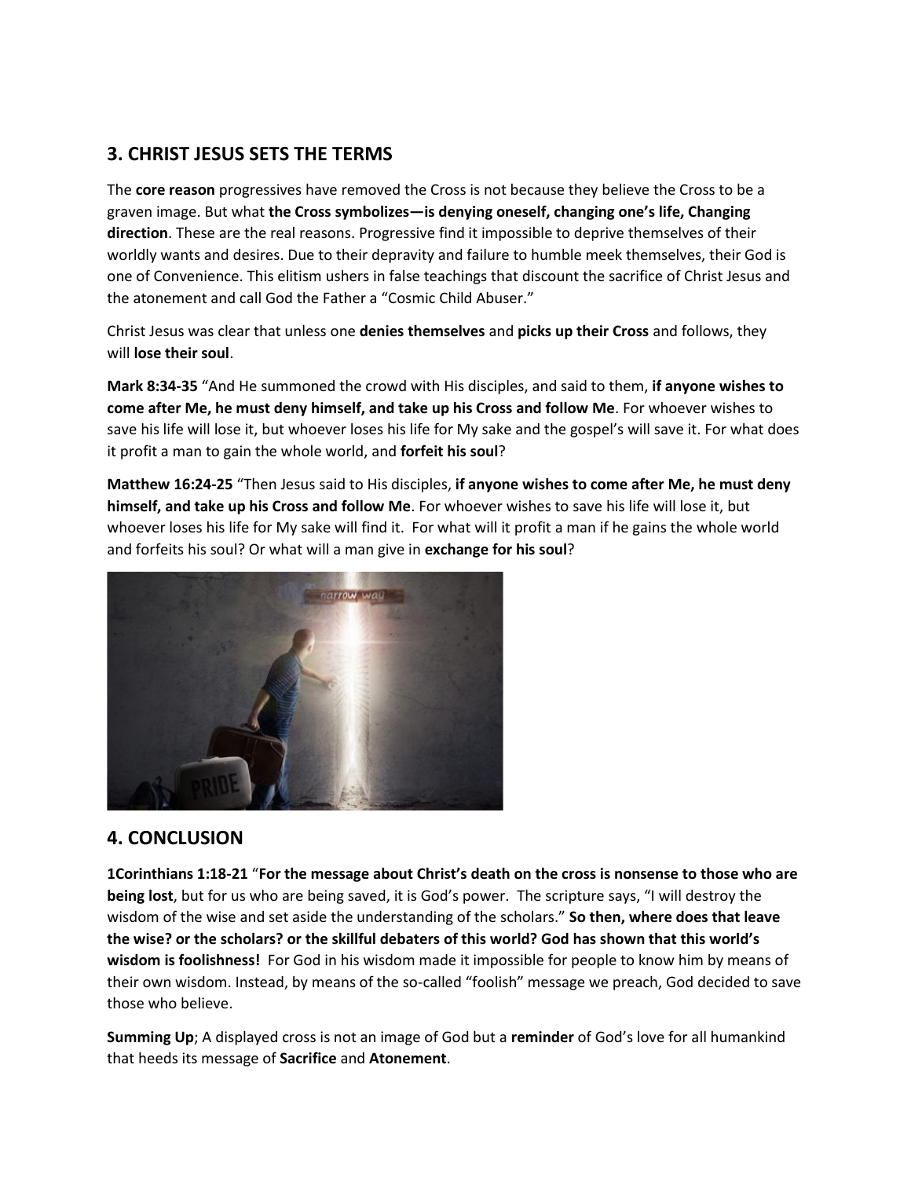## 3. CHRIST JESUS SETS THE TERMS

The **core reason** progressives have removed the Cross is not because they believe the Cross to be a graven image. But what **the Cross symbolizes—is denying oneself, changing one's life, Changing direction**. These are the real reasons. Progressive find it impossible to deprive themselves of their worldly wants and desires. Due to their depravity and failure to humble meek themselves, their God is one of Convenience. This elitism ushers in false teachings that discount the sacrifice of Christ Jesus and the atonement and call God the Father a "Cosmic Child Abuser."

Christ Jesus was clear that unless one **denies themselves** and **picks up their Cross** and follows, they will **lose their soul**.

**Mark 8:34-35** "And He summoned the crowd with His disciples, and said to them, **if anyone wishes to come after Me, he must deny himself, and take up his Cross and follow Me**. For whoever wishes to save his life will lose it, but whoever loses his life for My sake and the gospel's will save it. For what does it profit a man to gain the whole world, and **forfeit his soul**?

**Matthew 16:24-25** "Then Jesus said to His disciples, **if anyone wishes to come after Me, he must deny himself, and take up his Cross and follow Me**. For whoever wishes to save his life will lose it, but whoever loses his life for My sake will find it. For what will it profit a man if he gains the whole world and forfeits his soul? Or what will a man give in **exchange for his soul**?

## 4. CONCLUSION

**1Corinthians 1:18-21** "**For the message about Christ's death on the cross is nonsense to those who are being lost**, but for us who are being saved, it is God's power. The scripture says, "I will destroy the wisdom of the wise and set aside the understanding of the scholars." **So then, where does that leave the wise? or the scholars? or the skillful debaters of this world? God has shown that this world's wisdom is foolishness!** For God in his wisdom made it impossible for people to know him by means of their own wisdom. Instead, by means of the so-called "foolish" message we preach, God decided to save those who believe.

**Summing Up**; A displayed cross is not an image of God but a **reminder** of God's love for all humankind that heeds its message of **Sacrifice** and **Atonement**.